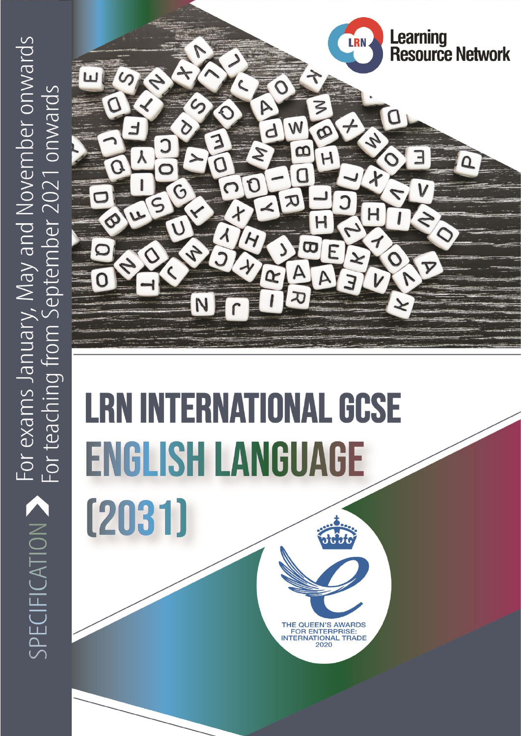SPECIFICATION

For exams January, May and November onwards
For teaching from September 2021 onwards

Learning Resource Network

# LRN INTERNATIONAL GCSE ENGLISH LANGUAGE (2031)

THE QUEEN'S AWARDS FOR ENTERPRISE: INTERNATIONAL TRADE 2020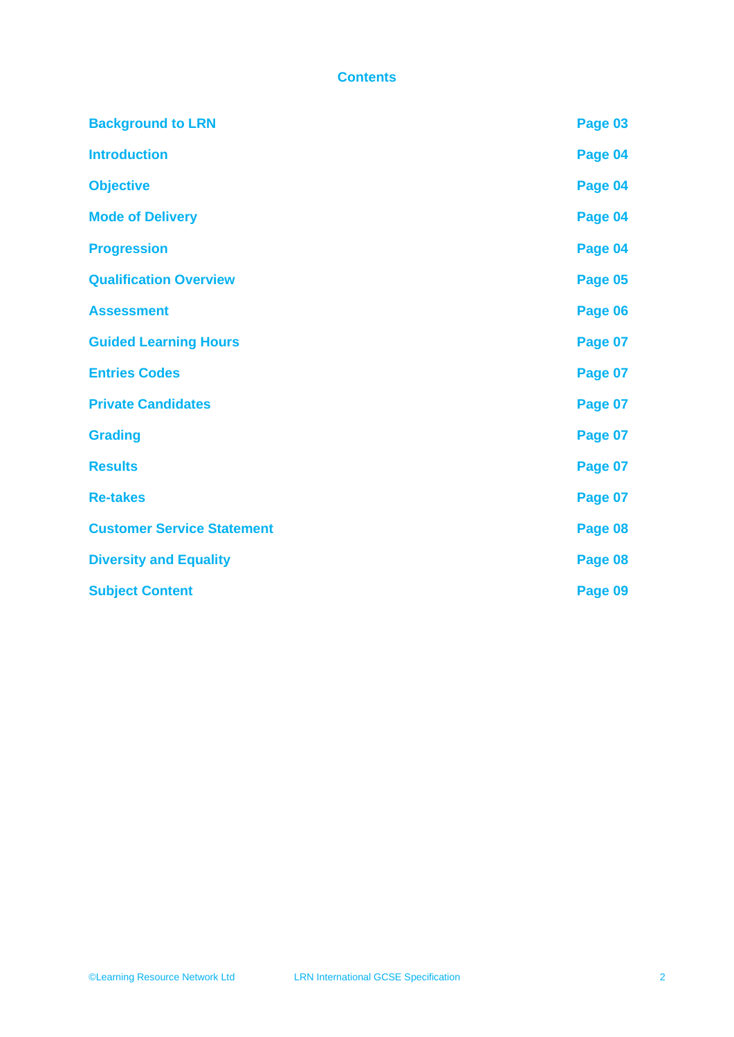# Contents

| | |
|---|---|
| **Background to LRN** | **Page 03** |
| **Introduction** | **Page 04** |
| **Objective** | **Page 04** |
| **Mode of Delivery** | **Page 04** |
| **Progression** | **Page 04** |
| **Qualification Overview** | **Page 05** |
| **Assessment** | **Page 06** |
| **Guided Learning Hours** | **Page 07** |
| **Entries Codes** | **Page 07** |
| **Private Candidates** | **Page 07** |
| **Grading** | **Page 07** |
| **Results** | **Page 07** |
| **Re-takes** | **Page 07** |
| **Customer Service Statement** | **Page 08** |
| **Diversity and Equality** | **Page 08** |
| **Subject Content** | **Page 09** |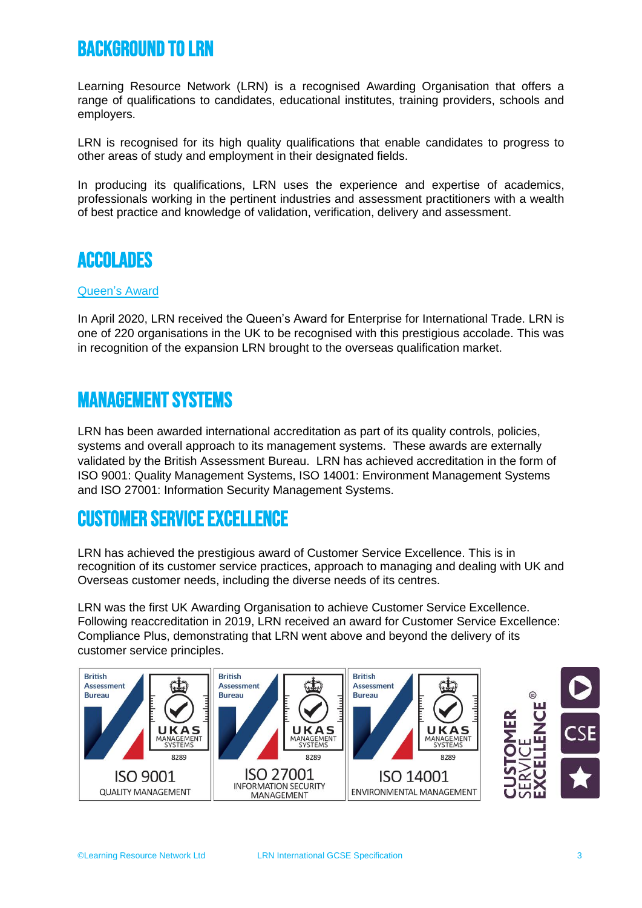# BACKGROUND TO LRN

Learning Resource Network (LRN) is a recognised Awarding Organisation that offers a range of qualifications to candidates, educational institutes, training providers, schools and employers.

LRN is recognised for its high quality qualifications that enable candidates to progress to other areas of study and employment in their designated fields.

In producing its qualifications, LRN uses the experience and expertise of academics, professionals working in the pertinent industries and assessment practitioners with a wealth of best practice and knowledge of validation, verification, delivery and assessment.

# ACCOLADES

Queen's Award

In April 2020, LRN received the Queen's Award for Enterprise for International Trade. LRN is one of 220 organisations in the UK to be recognised with this prestigious accolade. This was in recognition of the expansion LRN brought to the overseas qualification market.

# MANAGEMENT SYSTEMS

LRN has been awarded international accreditation as part of its quality controls, policies, systems and overall approach to its management systems. These awards are externally validated by the British Assessment Bureau. LRN has achieved accreditation in the form of ISO 9001: Quality Management Systems, ISO 14001: Environment Management Systems and ISO 27001: Information Security Management Systems.

# CUSTOMER SERVICE EXCELLENCE

LRN has achieved the prestigious award of Customer Service Excellence. This is in recognition of its customer service practices, approach to managing and dealing with UK and Overseas customer needs, including the diverse needs of its centres.

LRN was the first UK Awarding Organisation to achieve Customer Service Excellence. Following reaccreditation in 2019, LRN received an award for Customer Service Excellence: Compliance Plus, demonstrating that LRN went above and beyond the delivery of its customer service principles.

British Assessment Bureau UKAS MANAGEMENT SYSTEMS 8289 ISO 9001 QUALITY MANAGEMENT

British Assessment Bureau UKAS MANAGEMENT SYSTEMS 8289 ISO 27001 INFORMATION SECURITY MANAGEMENT

British Assessment Bureau UKAS MANAGEMENT SYSTEMS 8289 ISO 14001 ENVIRONMENTAL MANAGEMENT

CUSTOMER SERVICE EXCELLENCE CSE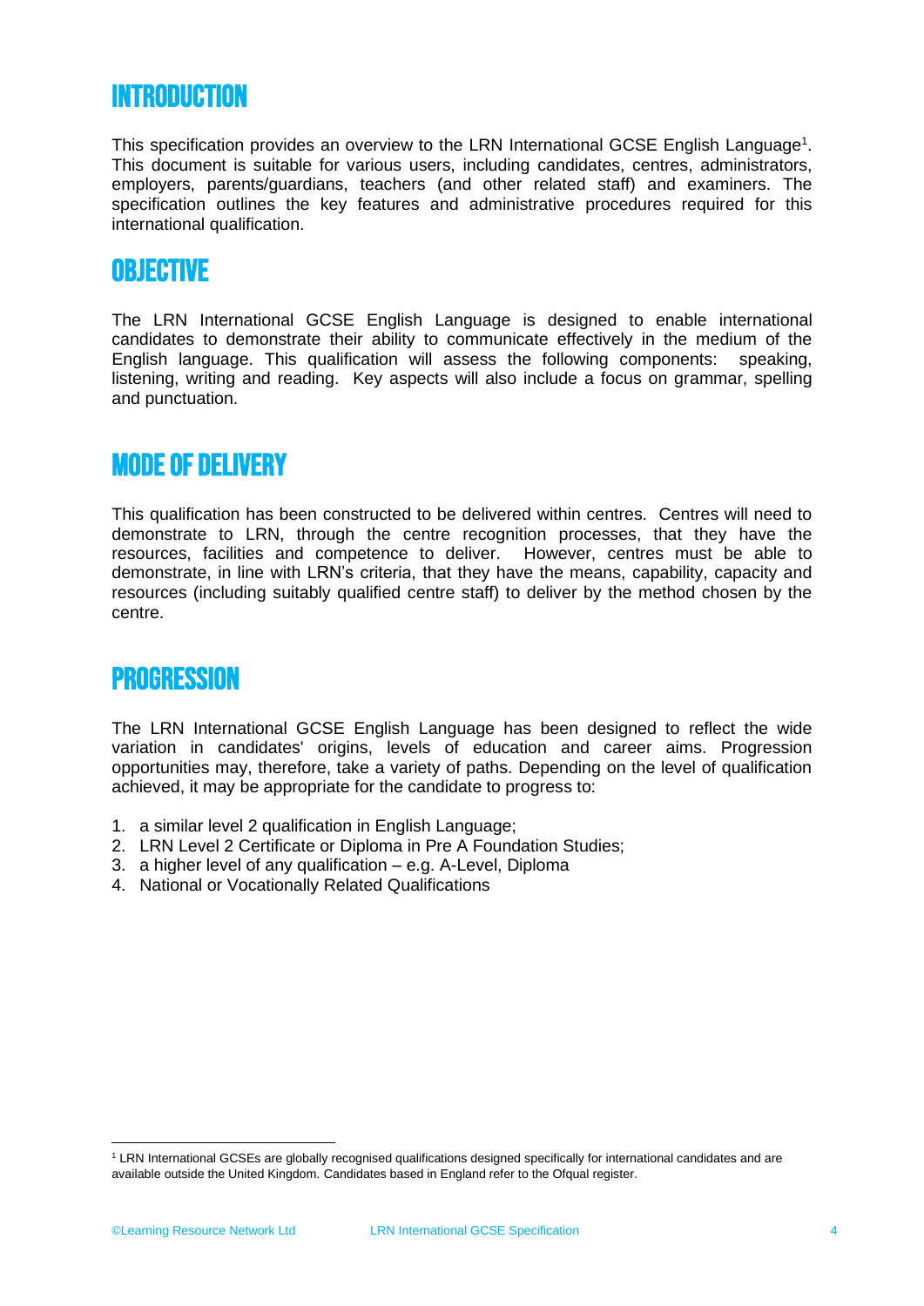# INTRODUCTION

This specification provides an overview to the LRN International GCSE English Language[1]. This document is suitable for various users, including candidates, centres, administrators, employers, parents/guardians, teachers (and other related staff) and examiners. The specification outlines the key features and administrative procedures required for this international qualification.

# OBJECTIVE

The LRN International GCSE English Language is designed to enable international candidates to demonstrate their ability to communicate effectively in the medium of the English language. This qualification will assess the following components: speaking, listening, writing and reading. Key aspects will also include a focus on grammar, spelling and punctuation.

# MODE OF DELIVERY

This qualification has been constructed to be delivered within centres. Centres will need to demonstrate to LRN, through the centre recognition processes, that they have the resources, facilities and competence to deliver. However, centres must be able to demonstrate, in line with LRN's criteria, that they have the means, capability, capacity and resources (including suitably qualified centre staff) to deliver by the method chosen by the centre.

# PROGRESSION

The LRN International GCSE English Language has been designed to reflect the wide variation in candidates' origins, levels of education and career aims. Progression opportunities may, therefore, take a variety of paths. Depending on the level of qualification achieved, it may be appropriate for the candidate to progress to:

1. a similar level 2 qualification in English Language;
2. LRN Level 2 Certificate or Diploma in Pre A Foundation Studies;
3. a higher level of any qualification – e.g. A-Level, Diploma
4. National or Vocationally Related Qualifications

---

[1] LRN International GCSEs are globally recognised qualifications designed specifically for international candidates and are available outside the United Kingdom. Candidates based in England refer to the Ofqual register.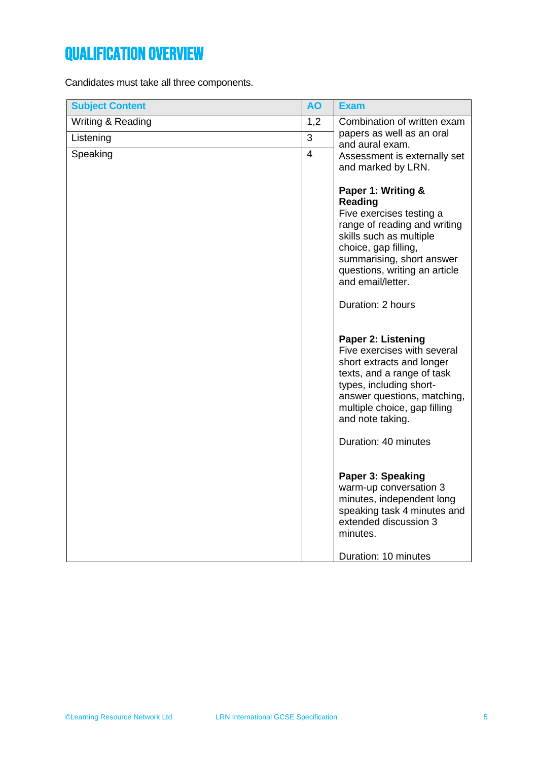# QUALIFICATION OVERVIEW

Candidates must take all three components.

| Subject Content | AO | Exam |
|---|---|---|
| Writing & Reading | 1,2 | Combination of written exam papers as well as an oral and aural exam. Assessment is externally set and marked by LRN.<br><br>**Paper 1: Writing & Reading**<br>Five exercises testing a range of reading and writing skills such as multiple choice, gap filling, summarising, short answer questions, writing an article and email/letter.<br><br>Duration: 2 hours<br><br>**Paper 2: Listening**<br>Five exercises with several short extracts and longer texts, and a range of task types, including short-answer questions, matching, multiple choice, gap filling and note taking.<br><br>Duration: 40 minutes<br><br>**Paper 3: Speaking**<br>warm-up conversation 3 minutes, independent long speaking task 4 minutes and extended discussion 3 minutes.<br><br>Duration: 10 minutes |
| Listening | 3 | |
| Speaking | 4 | |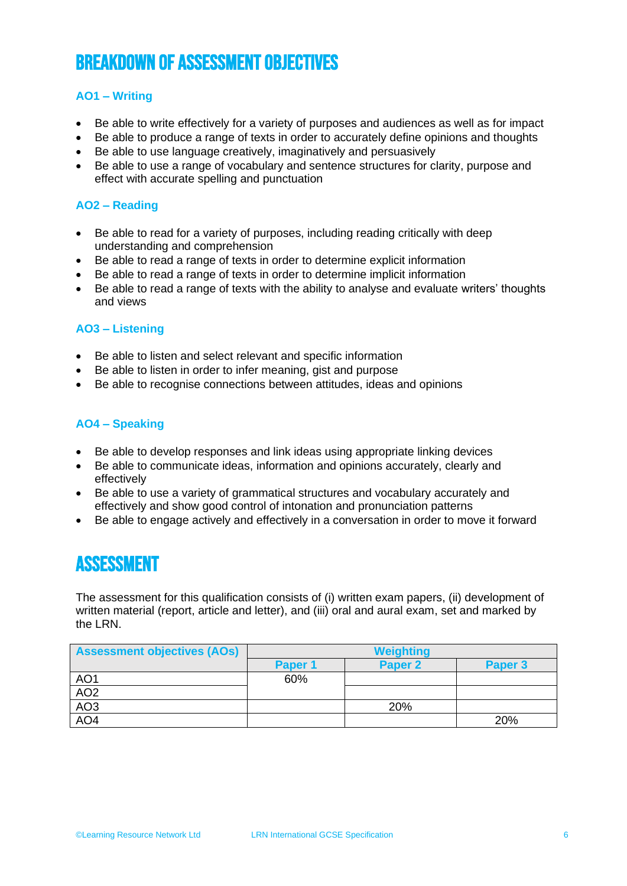# BREAKDOWN OF ASSESSMENT OBJECTIVES

### AO1 – Writing

- Be able to write effectively for a variety of purposes and audiences as well as for impact
- Be able to produce a range of texts in order to accurately define opinions and thoughts
- Be able to use language creatively, imaginatively and persuasively
- Be able to use a range of vocabulary and sentence structures for clarity, purpose and effect with accurate spelling and punctuation

### AO2 – Reading

- Be able to read for a variety of purposes, including reading critically with deep understanding and comprehension
- Be able to read a range of texts in order to determine explicit information
- Be able to read a range of texts in order to determine implicit information
- Be able to read a range of texts with the ability to analyse and evaluate writers' thoughts and views

### AO3 – Listening

- Be able to listen and select relevant and specific information
- Be able to listen in order to infer meaning, gist and purpose
- Be able to recognise connections between attitudes, ideas and opinions

### AO4 – Speaking

- Be able to develop responses and link ideas using appropriate linking devices
- Be able to communicate ideas, information and opinions accurately, clearly and effectively
- Be able to use a variety of grammatical structures and vocabulary accurately and effectively and show good control of intonation and pronunciation patterns
- Be able to engage actively and effectively in a conversation in order to move it forward

# ASSESSMENT

The assessment for this qualification consists of (i) written exam papers, (ii) development of written material (report, article and letter), and (iii) oral and aural exam, set and marked by the LRN.

| Assessment objectives (AOs) | Weighting | | |
|---|---|---|---|
| | Paper 1 | Paper 2 | Paper 3 |
| AO1 | 60% | | |
| AO2 | | | |
| AO3 | | 20% | |
| AO4 | | | 20% |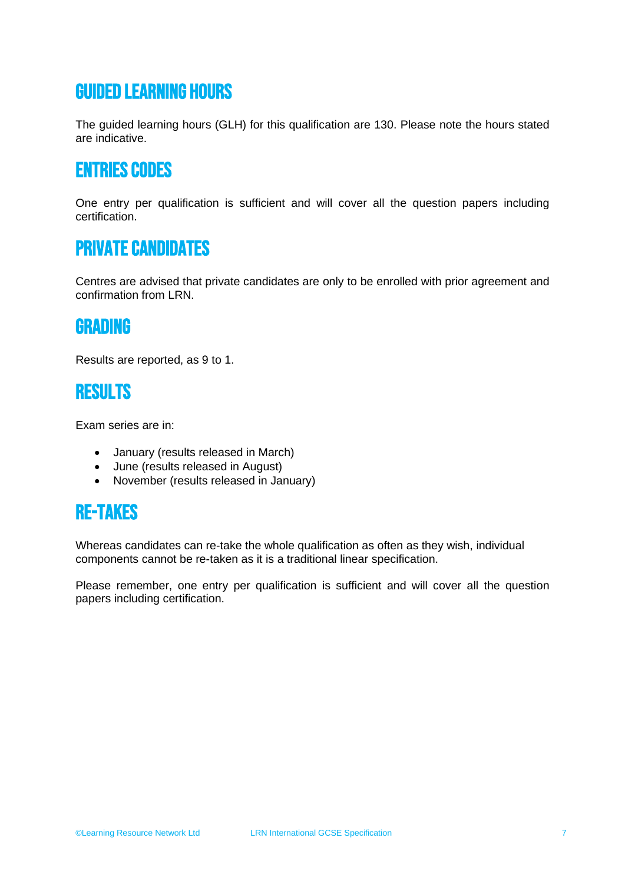## GUIDED LEARNING HOURS

The guided learning hours (GLH) for this qualification are 130. Please note the hours stated are indicative.

## ENTRIES CODES

One entry per qualification is sufficient and will cover all the question papers including certification.

## PRIVATE CANDIDATES

Centres are advised that private candidates are only to be enrolled with prior agreement and confirmation from LRN.

## GRADING

Results are reported, as 9 to 1.

## RESULTS

Exam series are in:

- January (results released in March)
- June (results released in August)
- November (results released in January)

## RE-TAKES

Whereas candidates can re-take the whole qualification as often as they wish, individual components cannot be re-taken as it is a traditional linear specification.

Please remember, one entry per qualification is sufficient and will cover all the question papers including certification.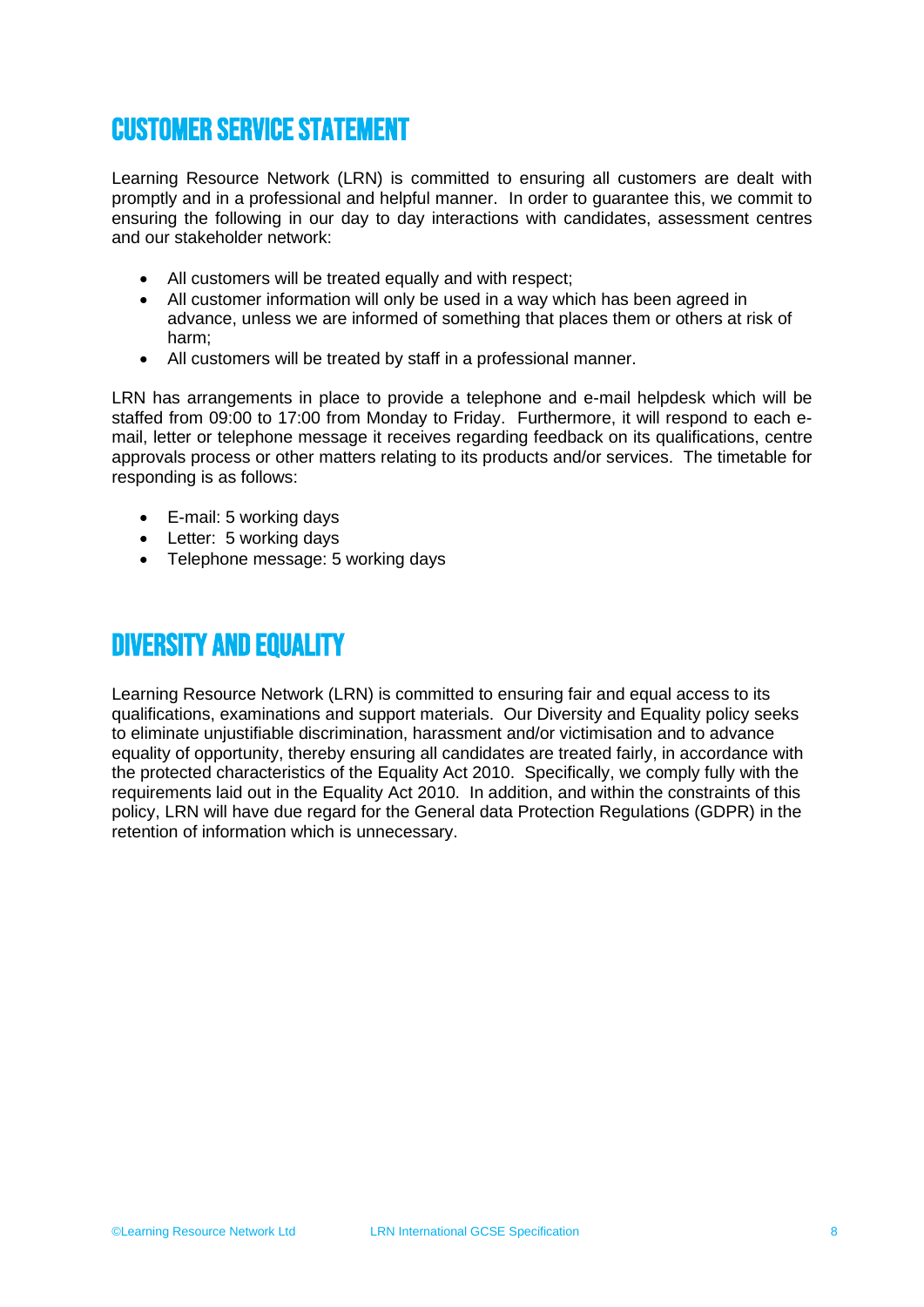# CUSTOMER SERVICE STATEMENT

Learning Resource Network (LRN) is committed to ensuring all customers are dealt with promptly and in a professional and helpful manner. In order to guarantee this, we commit to ensuring the following in our day to day interactions with candidates, assessment centres and our stakeholder network:

- All customers will be treated equally and with respect;
- All customer information will only be used in a way which has been agreed in advance, unless we are informed of something that places them or others at risk of harm;
- All customers will be treated by staff in a professional manner.

LRN has arrangements in place to provide a telephone and e-mail helpdesk which will be staffed from 09:00 to 17:00 from Monday to Friday. Furthermore, it will respond to each e-mail, letter or telephone message it receives regarding feedback on its qualifications, centre approvals process or other matters relating to its products and/or services. The timetable for responding is as follows:

- E-mail: 5 working days
- Letter: 5 working days
- Telephone message: 5 working days

# DIVERSITY AND EQUALITY

Learning Resource Network (LRN) is committed to ensuring fair and equal access to its qualifications, examinations and support materials. Our Diversity and Equality policy seeks to eliminate unjustifiable discrimination, harassment and/or victimisation and to advance equality of opportunity, thereby ensuring all candidates are treated fairly, in accordance with the protected characteristics of the Equality Act 2010. Specifically, we comply fully with the requirements laid out in the Equality Act 2010. In addition, and within the constraints of this policy, LRN will have due regard for the General data Protection Regulations (GDPR) in the retention of information which is unnecessary.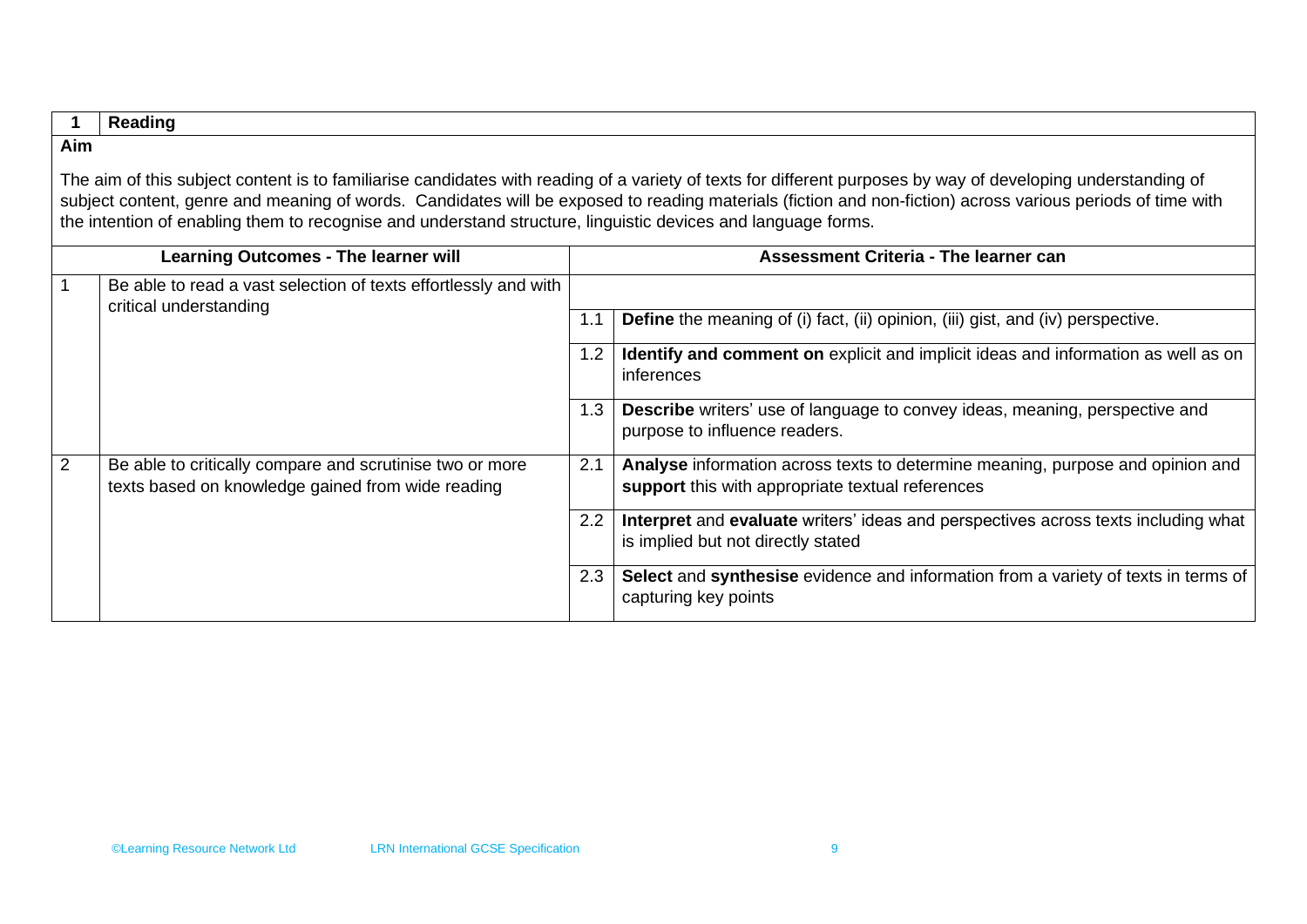| 1 | Reading |
|---|---|

**Aim**

The aim of this subject content is to familiarise candidates with reading of a variety of texts for different purposes by way of developing understanding of subject content, genre and meaning of words. Candidates will be exposed to reading materials (fiction and non-fiction) across various periods of time with the intention of enabling them to recognise and understand structure, linguistic devices and language forms.

| | **Learning Outcomes - The learner will** | | **Assessment Criteria - The learner can** |
|---|---|---|---|
| 1 | Be able to read a vast selection of texts effortlessly and with critical understanding | 1.1 | **Define** the meaning of (i) fact, (ii) opinion, (iii) gist, and (iv) perspective. |
| | | 1.2 | **Identify and comment on** explicit and implicit ideas and information as well as on inferences |
| | | 1.3 | **Describe** writers' use of language to convey ideas, meaning, perspective and purpose to influence readers. |
| 2 | Be able to critically compare and scrutinise two or more texts based on knowledge gained from wide reading | 2.1 | **Analyse** information across texts to determine meaning, purpose and opinion and **support** this with appropriate textual references |
| | | 2.2 | **Interpret** and **evaluate** writers' ideas and perspectives across texts including what is implied but not directly stated |
| | | 2.3 | **Select** and **synthesise** evidence and information from a variety of texts in terms of capturing key points |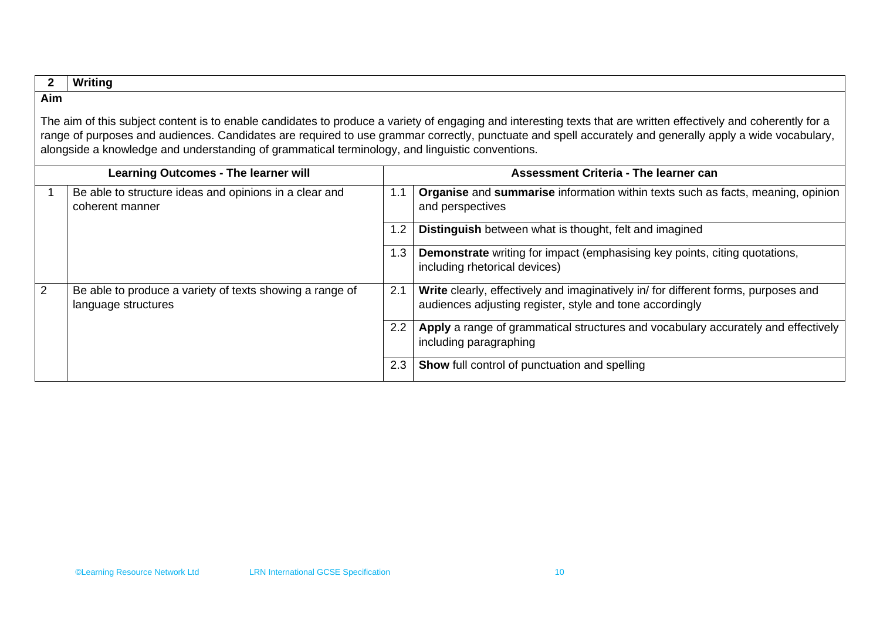| 2 | Writing |
|---|---|

**Aim**

The aim of this subject content is to enable candidates to produce a variety of engaging and interesting texts that are written effectively and coherently for a range of purposes and audiences. Candidates are required to use grammar correctly, punctuate and spell accurately and generally apply a wide vocabulary, alongside a knowledge and understanding of grammatical terminology, and linguistic conventions.

| Learning Outcomes - The learner will | | Assessment Criteria - The learner can | |
|---|---|---|---|
| 1 | Be able to structure ideas and opinions in a clear and coherent manner | 1.1 | **Organise** and **summarise** information within texts such as facts, meaning, opinion and perspectives |
| | | 1.2 | **Distinguish** between what is thought, felt and imagined |
| | | 1.3 | **Demonstrate** writing for impact (emphasising key points, citing quotations, including rhetorical devices) |
| 2 | Be able to produce a variety of texts showing a range of language structures | 2.1 | **Write** clearly, effectively and imaginatively in/ for different forms, purposes and audiences adjusting register, style and tone accordingly |
| | | 2.2 | **Apply** a range of grammatical structures and vocabulary accurately and effectively including paragraphing |
| | | 2.3 | **Show** full control of punctuation and spelling |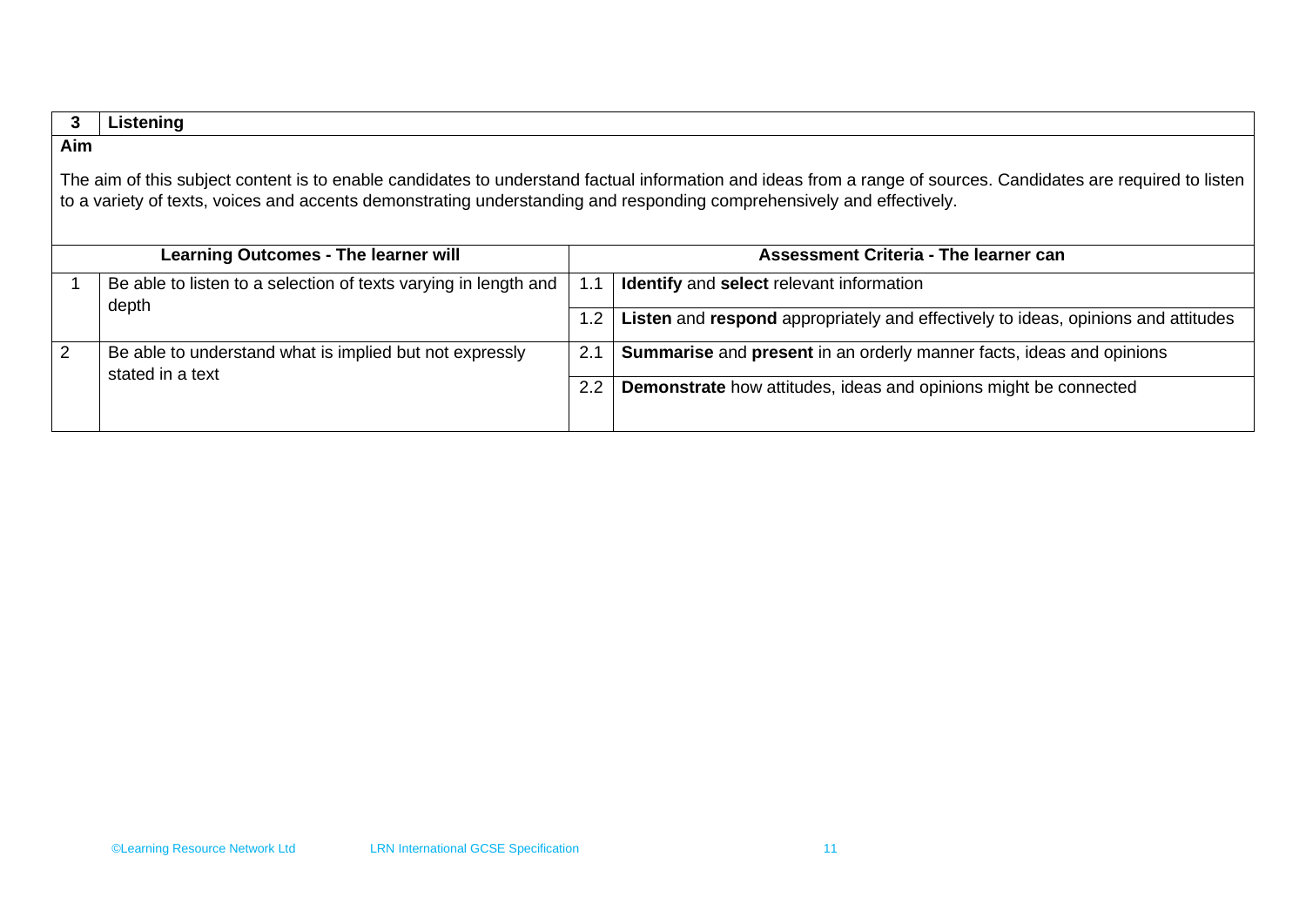| 3 | **Listening** |
|---|---|

**Aim**

The aim of this subject content is to enable candidates to understand factual information and ideas from a range of sources. Candidates are required to listen to a variety of texts, voices and accents demonstrating understanding and responding comprehensively and effectively.

| Learning Outcomes - The learner will | | Assessment Criteria - The learner can | |
|---|---|---|---|
| 1 | Be able to listen to a selection of texts varying in length and depth | 1.1 | **Identify** and **select** relevant information |
| | | 1.2 | **Listen** and **respond** appropriately and effectively to ideas, opinions and attitudes |
| 2 | Be able to understand what is implied but not expressly stated in a text | 2.1 | **Summarise** and **present** in an orderly manner facts, ideas and opinions |
| | | 2.2 | **Demonstrate** how attitudes, ideas and opinions might be connected |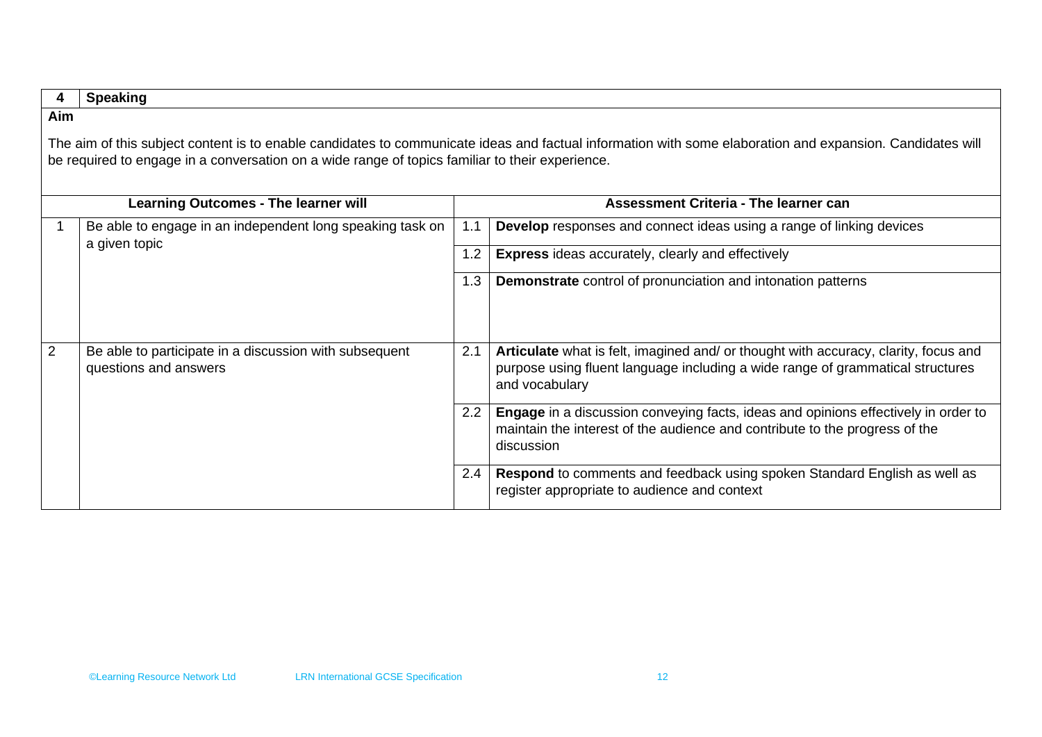| 4 | Speaking |
|---|---|

**Aim**

The aim of this subject content is to enable candidates to communicate ideas and factual information with some elaboration and expansion. Candidates will be required to engage in a conversation on a wide range of topics familiar to their experience.

| | Learning Outcomes - The learner will | | Assessment Criteria - The learner can |
|---|---|---|---|
| 1 | Be able to engage in an independent long speaking task on a given topic | 1.1 | **Develop** responses and connect ideas using a range of linking devices |
| | | 1.2 | **Express** ideas accurately, clearly and effectively |
| | | 1.3 | **Demonstrate** control of pronunciation and intonation patterns |
| 2 | Be able to participate in a discussion with subsequent questions and answers | 2.1 | **Articulate** what is felt, imagined and/ or thought with accuracy, clarity, focus and purpose using fluent language including a wide range of grammatical structures and vocabulary |
| | | 2.2 | **Engage** in a discussion conveying facts, ideas and opinions effectively in order to maintain the interest of the audience and contribute to the progress of the discussion |
| | | 2.4 | **Respond** to comments and feedback using spoken Standard English as well as register appropriate to audience and context |